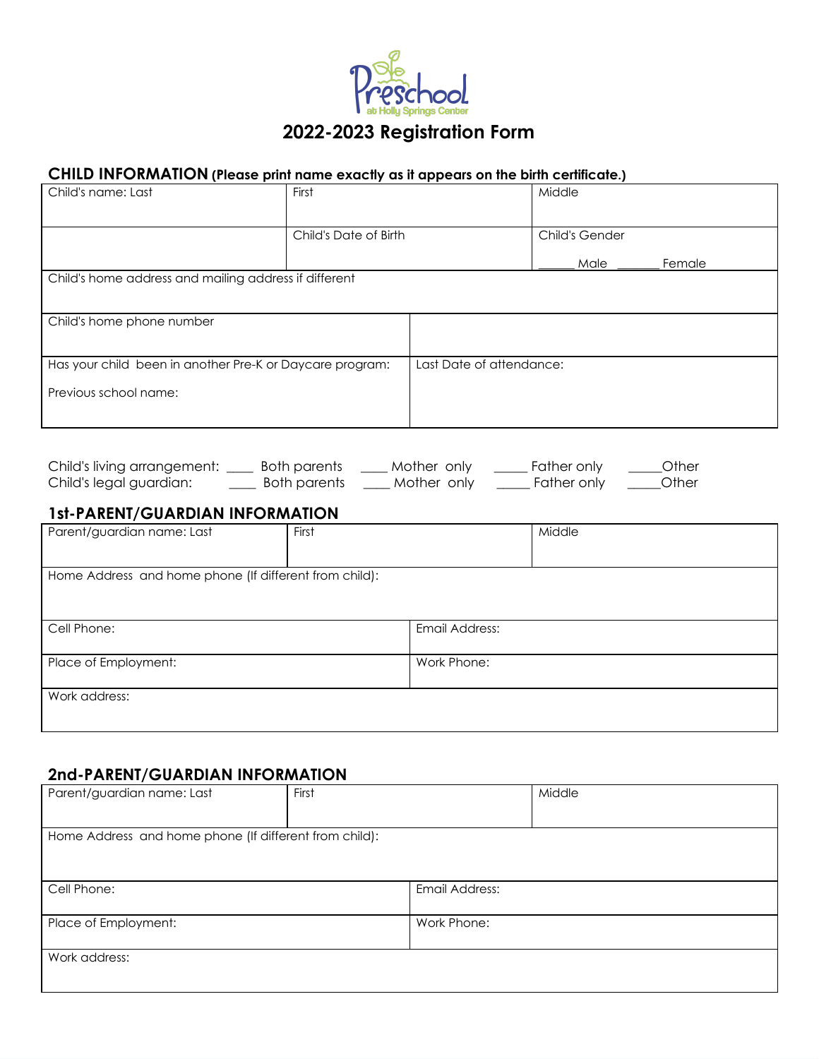Preschool at Holly Springs Center

# 2022-2023 Registration Form

## CHILD INFORMATION (Please print name exactly as it appears on the birth certificate.)

| Child's name: Last | First | Middle |
|---|---|---|
| | Child's Date of Birth | Child's Gender ______ Male _______ Female |
| Child's home address and mailing address if different | | |
| Child's home phone number | | |
| Has your child been in another Pre-K or Daycare program: Previous school name: | Last Date of attendance: | |

Child's living arrangement: ____ Both parents ____ Mother only _____ Father only _____Other
Child's legal guardian: ____ Both parents ____ Mother only _____ Father only _____Other

## 1st-PARENT/GUARDIAN INFORMATION

| Parent/guardian name: Last | First | Middle |
|---|---|---|
| Home Address and home phone (If different from child): | | |
| Cell Phone: | Email Address: | |
| Place of Employment: | Work Phone: | |
| Work address: | | |

## 2nd-PARENT/GUARDIAN INFORMATION

| Parent/guardian name: Last | First | Middle |
|---|---|---|
| Home Address and home phone (If different from child): | | |
| Cell Phone: | Email Address: | |
| Place of Employment: | Work Phone: | |
| Work address: | | |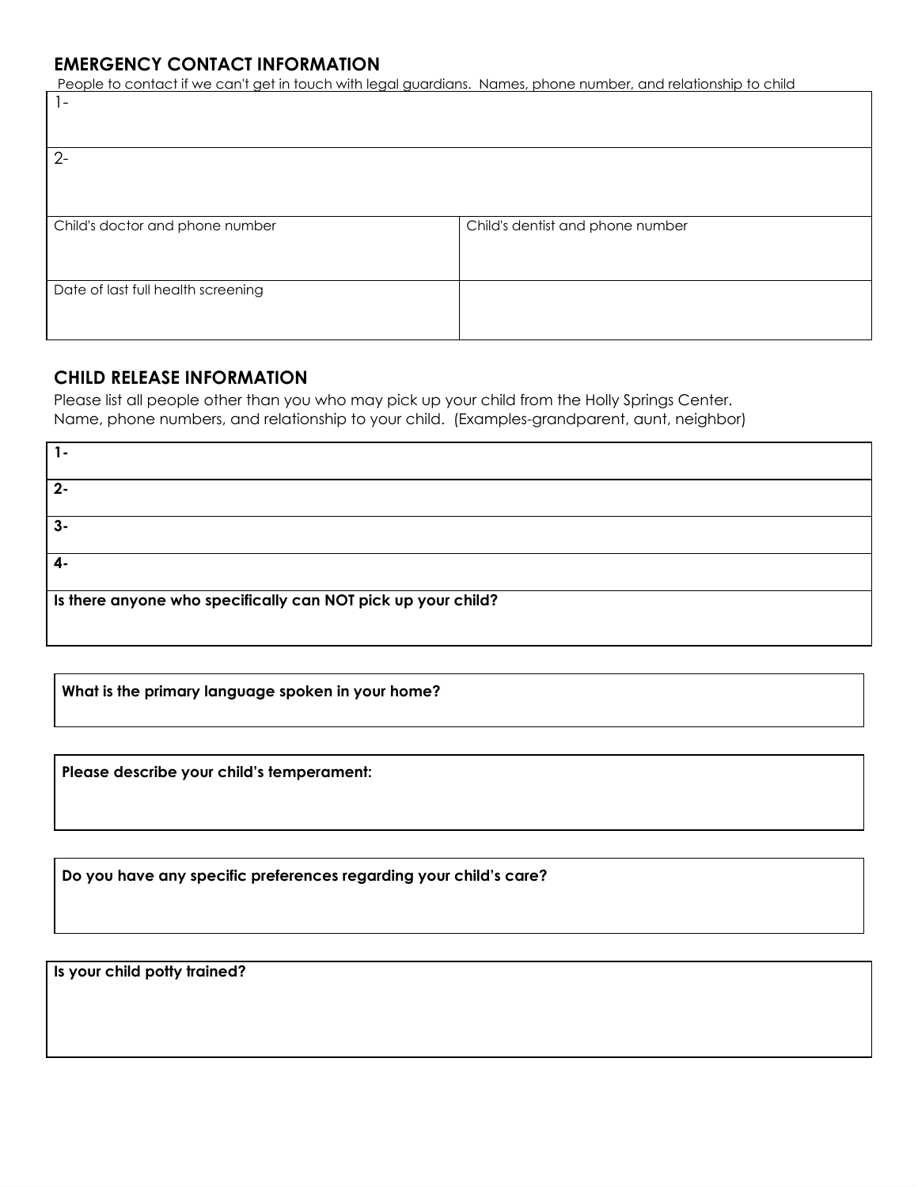## EMERGENCY CONTACT INFORMATION

People to contact if we can't get in touch with legal guardians. Names, phone number, and relationship to child

| 1- | |
|---|---|
| 2- | |
| Child's doctor and phone number | Child's dentist and phone number |
| Date of last full health screening | |

## CHILD RELEASE INFORMATION

Please list all people other than you who may pick up your child from the Holly Springs Center.
Name, phone numbers, and relationship to your child. (Examples-grandparent, aunt, neighbor)

| **1-** |
|---|
| **2-** |
| **3-** |
| **4-** |
| **Is there anyone who specifically can NOT pick up your child?** |

**What is the primary language spoken in your home?**

**Please describe your child's temperament:**

**Do you have any specific preferences regarding your child's care?**

**Is your child potty trained?**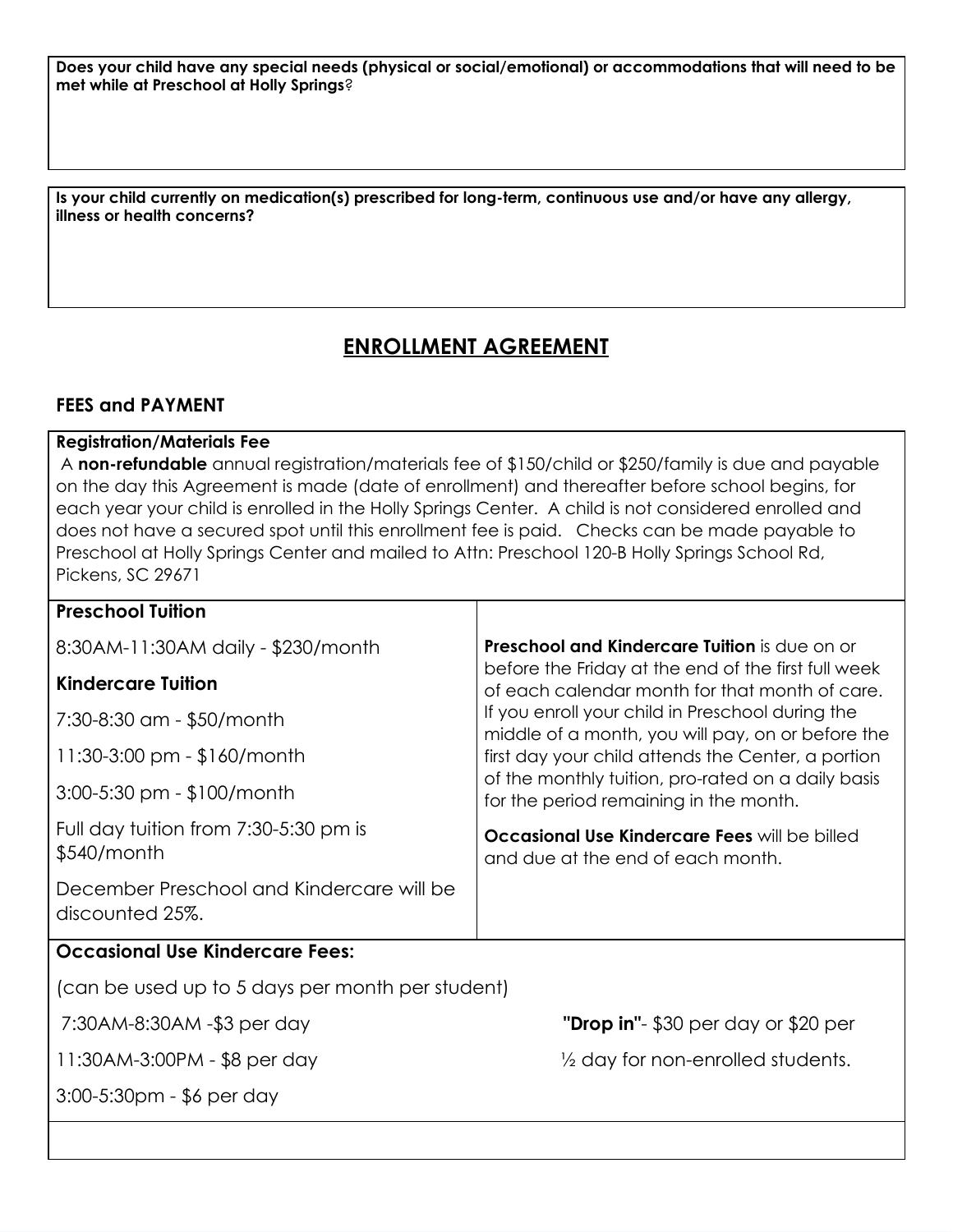**Does your child have any special needs (physical or social/emotional) or accommodations that will need to be met while at Preschool at Holly Springs**?

**Is your child currently on medication(s) prescribed for long-term, continuous use and/or have any allergy, illness or health concerns?**

## ENROLLMENT AGREEMENT

### FEES and PAYMENT

**Registration/Materials Fee**

A **non-refundable** annual registration/materials fee of $150/child or $250/family is due and payable on the day this Agreement is made (date of enrollment) and thereafter before school begins, for each year your child is enrolled in the Holly Springs Center. A child is not considered enrolled and does not have a secured spot until this enrollment fee is paid. Checks can be made payable to Preschool at Holly Springs Center and mailed to Attn: Preschool 120-B Holly Springs School Rd, Pickens, SC 29671

**Preschool Tuition**

8:30AM-11:30AM daily - $230/month

**Kindercare Tuition**

7:30-8:30 am - $50/month

11:30-3:00 pm - $160/month

3:00-5:30 pm - $100/month

Full day tuition from 7:30-5:30 pm is $540/month

December Preschool and Kindercare will be discounted 25%.

**Preschool and Kindercare Tuition** is due on or before the Friday at the end of the first full week of each calendar month for that month of care. If you enroll your child in Preschool during the middle of a month, you will pay, on or before the first day your child attends the Center, a portion of the monthly tuition, pro-rated on a daily basis for the period remaining in the month.

**Occasional Use Kindercare Fees** will be billed and due at the end of each month.

**Occasional Use Kindercare Fees:**

(can be used up to 5 days per month per student)

7:30AM-8:30AM -$3 per day

11:30AM-3:00PM - $8 per day

3:00-5:30pm - $6 per day

**"Drop in"**- $30 per day or $20 per ½ day for non-enrolled students.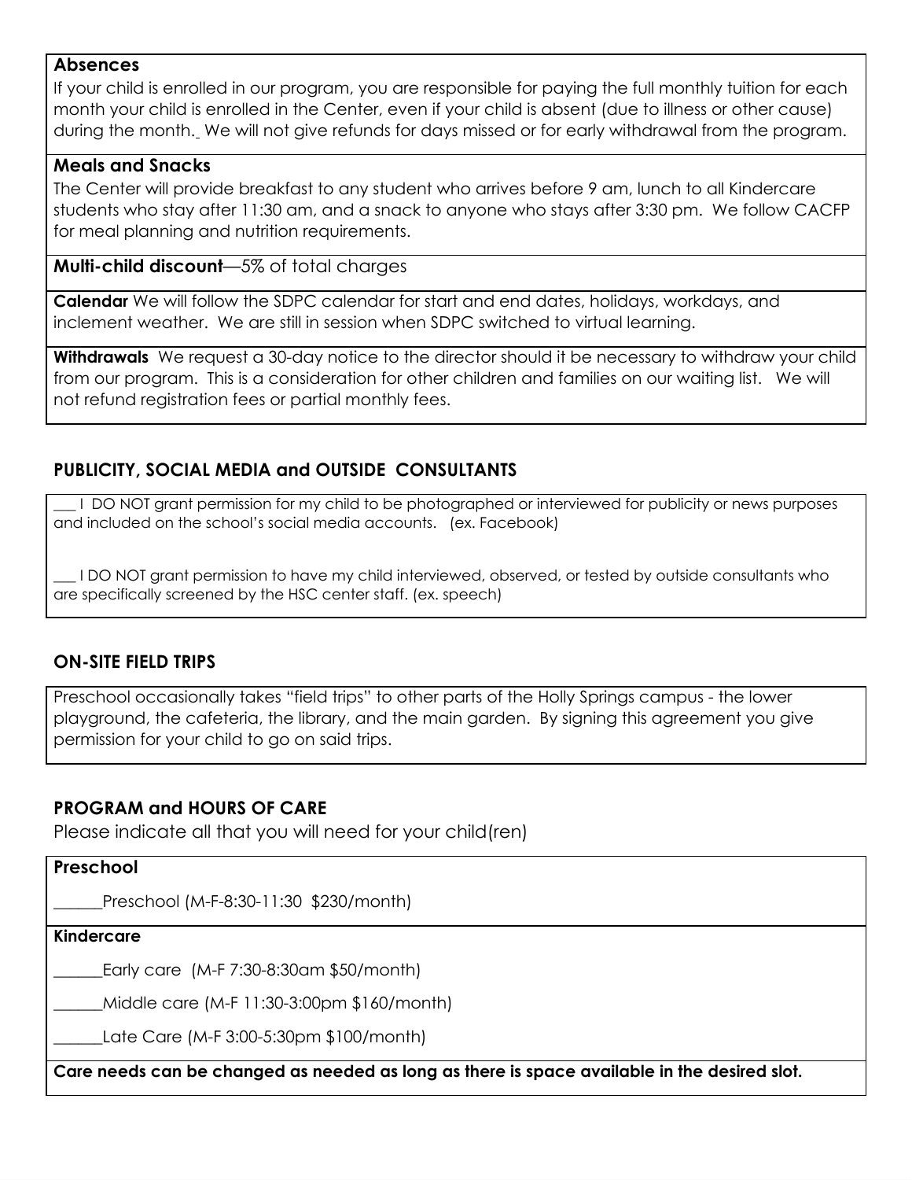**Absences**

If your child is enrolled in our program, you are responsible for paying the full monthly tuition for each month your child is enrolled in the Center, even if your child is absent (due to illness or other cause) during the month. We will not give refunds for days missed or for early withdrawal from the program.

**Meals and Snacks**

The Center will provide breakfast to any student who arrives before 9 am, lunch to all Kindercare students who stay after 11:30 am, and a snack to anyone who stays after 3:30 pm. We follow CACFP for meal planning and nutrition requirements.

**Multi-child discount**—5% of total charges

**Calendar** We will follow the SDPC calendar for start and end dates, holidays, workdays, and inclement weather. We are still in session when SDPC switched to virtual learning.

**Withdrawals** We request a 30-day notice to the director should it be necessary to withdraw your child from our program. This is a consideration for other children and families on our waiting list. We will not refund registration fees or partial monthly fees.

## PUBLICITY, SOCIAL MEDIA and OUTSIDE CONSULTANTS

___ I DO NOT grant permission for my child to be photographed or interviewed for publicity or news purposes and included on the school's social media accounts. (ex. Facebook)

___ I DO NOT grant permission to have my child interviewed, observed, or tested by outside consultants who are specifically screened by the HSC center staff. (ex. speech)

## ON-SITE FIELD TRIPS

Preschool occasionally takes "field trips" to other parts of the Holly Springs campus - the lower playground, the cafeteria, the library, and the main garden. By signing this agreement you give permission for your child to go on said trips.

## PROGRAM and HOURS OF CARE

Please indicate all that you will need for your child(ren)

**Preschool**

______Preschool (M-F-8:30-11:30 $230/month)

**Kindercare**

______Early care (M-F 7:30-8:30am $50/month)

______Middle care (M-F 11:30-3:00pm $160/month)

______Late Care (M-F 3:00-5:30pm $100/month)

**Care needs can be changed as needed as long as there is space available in the desired slot.**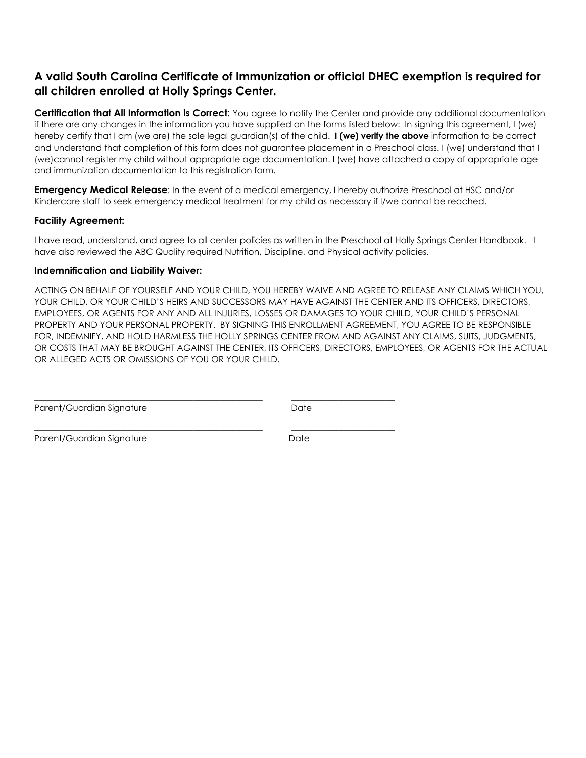**A valid South Carolina Certificate of Immunization or official DHEC exemption is required for all children enrolled at Holly Springs Center.**

**Certification that All Information is Correct**: You agree to notify the Center and provide any additional documentation if there are any changes in the information you have supplied on the forms listed below: In signing this agreement, I (we) hereby certify that I am (we are) the sole legal guardian(s) of the child. **I (we) verify the above** information to be correct and understand that completion of this form does not guarantee placement in a Preschool class. I (we) understand that I (we)cannot register my child without appropriate age documentation. I (we) have attached a copy of appropriate age and immunization documentation to this registration form.

**Emergency Medical Release**: In the event of a medical emergency, I hereby authorize Preschool at HSC and/or Kindercare staff to seek emergency medical treatment for my child as necessary if I/we cannot be reached.

**Facility Agreement:**

I have read, understand, and agree to all center policies as written in the Preschool at Holly Springs Center Handbook. I have also reviewed the ABC Quality required Nutrition, Discipline, and Physical activity policies.

**Indemnification and Liability Waiver:**

ACTING ON BEHALF OF YOURSELF AND YOUR CHILD, YOU HEREBY WAIVE AND AGREE TO RELEASE ANY CLAIMS WHICH YOU, YOUR CHILD, OR YOUR CHILD'S HEIRS AND SUCCESSORS MAY HAVE AGAINST THE CENTER AND ITS OFFICERS, DIRECTORS, EMPLOYEES, OR AGENTS FOR ANY AND ALL INJURIES, LOSSES OR DAMAGES TO YOUR CHILD, YOUR CHILD'S PERSONAL PROPERTY AND YOUR PERSONAL PROPERTY. BY SIGNING THIS ENROLLMENT AGREEMENT, YOU AGREE TO BE RESPONSIBLE FOR, INDEMNIFY, AND HOLD HARMLESS THE HOLLY SPRINGS CENTER FROM AND AGAINST ANY CLAIMS, SUITS, JUDGMENTS, OR COSTS THAT MAY BE BROUGHT AGAINST THE CENTER, ITS OFFICERS, DIRECTORS, EMPLOYEES, OR AGENTS FOR THE ACTUAL OR ALLEGED ACTS OR OMISSIONS OF YOU OR YOUR CHILD.

\_\_\_\_\_\_\_\_\_\_\_\_\_\_\_\_\_\_\_\_\_\_\_\_\_\_\_\_\_\_\_\_\_\_\_\_\_\_\_\_\_\_\_\_ \_\_\_\_\_\_\_\_\_\_\_\_\_\_\_\_\_\_\_\_\_\_

Parent/Guardian Signature Date

\_\_\_\_\_\_\_\_\_\_\_\_\_\_\_\_\_\_\_\_\_\_\_\_\_\_\_\_\_\_\_\_\_\_\_\_\_\_\_\_\_\_\_\_ \_\_\_\_\_\_\_\_\_\_\_\_\_\_\_\_\_\_\_\_\_\_

Parent/Guardian Signature Date